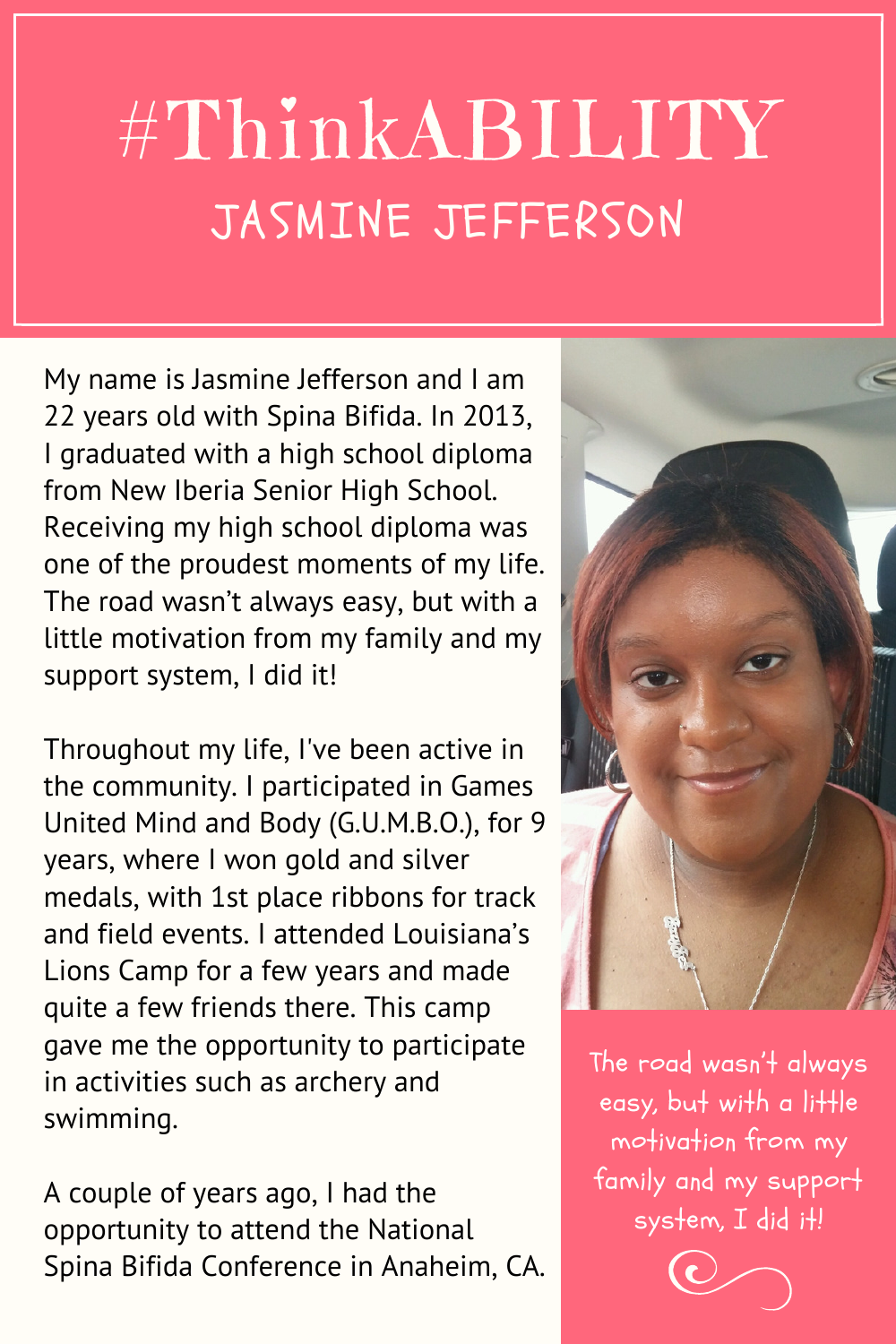# #ThinkABILITY

## JASMINE JEFFERSON

My name is Jasmine Jefferson and I am 22 years old with Spina Bifida. In 2013, I graduated with a high school diploma from New Iberia Senior High School. Receiving my high school diploma was one of the proudest moments of my life. The road wasn't always easy, but with a little motivation from my family and my support system, I did it!

Throughout my life, I've been active in the community. I participated in Games United Mind and Body (G.U.M.B.O.), for 9 years, where I won gold and silver medals, with 1st place ribbons for track and field events. I attended Louisiana's Lions Camp for a few years and made quite a few friends there. This camp gave me the opportunity to participate in activities such as archery and swimming.

A couple of years ago, I had the opportunity to attend the National Spina Bifida Conference in Anaheim, CA.

*The road wasn't always easy, but with a little motivation from my family and my support system, I did it!*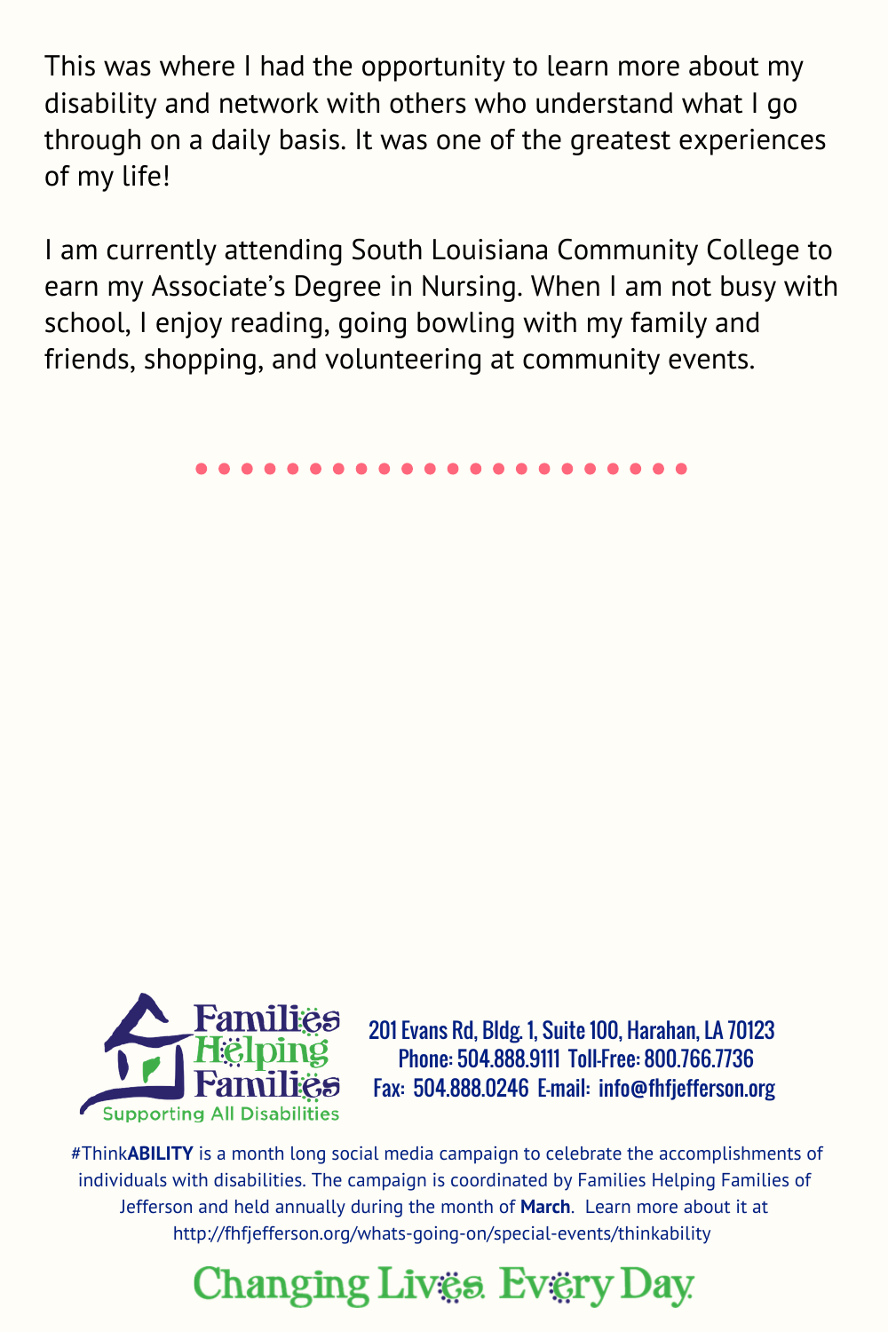This was where I had the opportunity to learn more about my disability and network with others who understand what I go through on a daily basis. It was one of the greatest experiences of my life!

I am currently attending South Louisiana Community College to earn my Associate's Degree in Nursing. When I am not busy with school, I enjoy reading, going bowling with my family and friends, shopping, and volunteering at community events.

Families Helping Families
Supporting All Disabilities

201 Evans Rd, Bldg. 1, Suite 100, Harahan, LA 70123
Phone: 504.888.9111 Toll-Free: 800.766.7736
Fax: 504.888.0246 E-mail: info@fhfjefferson.org

#Think**ABILITY** is a month long social media campaign to celebrate the accomplishments of individuals with disabilities. The campaign is coordinated by Families Helping Families of Jefferson and held annually during the month of **March**. Learn more about it at http://fhfjefferson.org/whats-going-on/special-events/thinkability

Changing Lives. Every Day.